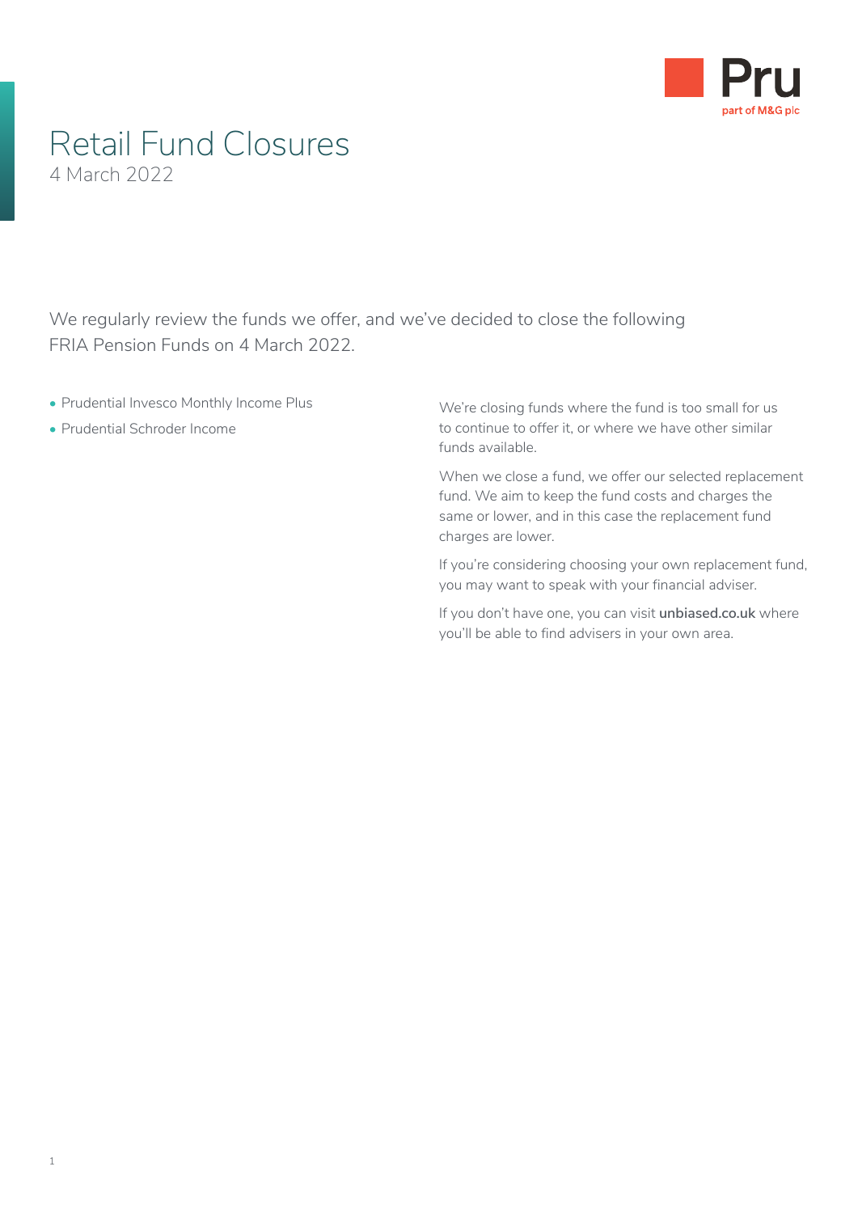Pru
part of M&G plc

# Retail Fund Closures

4 March 2022

We regularly review the funds we offer, and we've decided to close the following FRIA Pension Funds on 4 March 2022.

- Prudential Invesco Monthly Income Plus
- Prudential Schroder Income

We're closing funds where the fund is too small for us to continue to offer it, or where we have other similar funds available.

When we close a fund, we offer our selected replacement fund. We aim to keep the fund costs and charges the same or lower, and in this case the replacement fund charges are lower.

If you're considering choosing your own replacement fund, you may want to speak with your financial adviser.

If you don't have one, you can visit **unbiased.co.uk** where you'll be able to find advisers in your own area.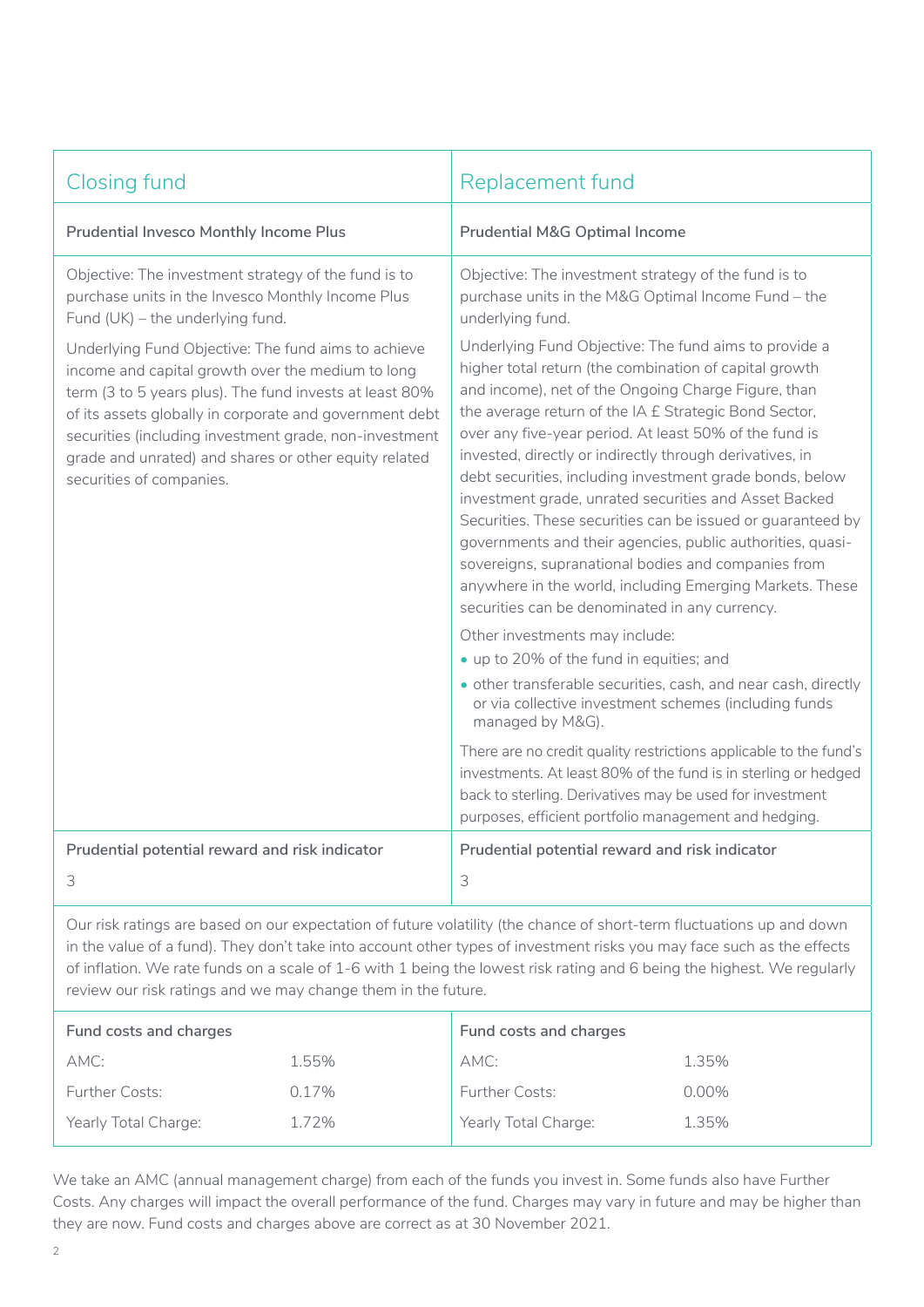| Closing fund | Replacement fund |
|---|---|
| **Prudential Invesco Monthly Income Plus** | **Prudential M&G Optimal Income** |
| Objective: The investment strategy of the fund is to purchase units in the Invesco Monthly Income Plus Fund (UK) – the underlying fund.<br><br>Underlying Fund Objective: The fund aims to achieve income and capital growth over the medium to long term (3 to 5 years plus). The fund invests at least 80% of its assets globally in corporate and government debt securities (including investment grade, non-investment grade and unrated) and shares or other equity related securities of companies. | Objective: The investment strategy of the fund is to purchase units in the M&G Optimal Income Fund – the underlying fund.<br><br>Underlying Fund Objective: The fund aims to provide a higher total return (the combination of capital growth and income), net of the Ongoing Charge Figure, than the average return of the IA £ Strategic Bond Sector, over any five-year period. At least 50% of the fund is invested, directly or indirectly through derivatives, in debt securities, including investment grade bonds, below investment grade, unrated securities and Asset Backed Securities. These securities can be issued or guaranteed by governments and their agencies, public authorities, quasi-sovereigns, supranational bodies and companies from anywhere in the world, including Emerging Markets. These securities can be denominated in any currency.<br><br>Other investments may include:<br>• up to 20% of the fund in equities; and<br>• other transferable securities, cash, and near cash, directly or via collective investment schemes (including funds managed by M&G).<br><br>There are no credit quality restrictions applicable to the fund's investments. At least 80% of the fund is in sterling or hedged back to sterling. Derivatives may be used for investment purposes, efficient portfolio management and hedging. |
| **Prudential potential reward and risk indicator** | **Prudential potential reward and risk indicator** |
| 3 | 3 |

Our risk ratings are based on our expectation of future volatility (the chance of short-term fluctuations up and down in the value of a fund). They don't take into account other types of investment risks you may face such as the effects of inflation. We rate funds on a scale of 1-6 with 1 being the lowest risk rating and 6 being the highest. We regularly review our risk ratings and we may change them in the future.

| **Fund costs and charges** | | **Fund costs and charges** | |
|---|---|---|---|
| AMC: | 1.55% | AMC: | 1.35% |
| Further Costs: | 0.17% | Further Costs: | 0.00% |
| Yearly Total Charge: | 1.72% | Yearly Total Charge: | 1.35% |

We take an AMC (annual management charge) from each of the funds you invest in. Some funds also have Further Costs. Any charges will impact the overall performance of the fund. Charges may vary in future and may be higher than they are now. Fund costs and charges above are correct as at 30 November 2021.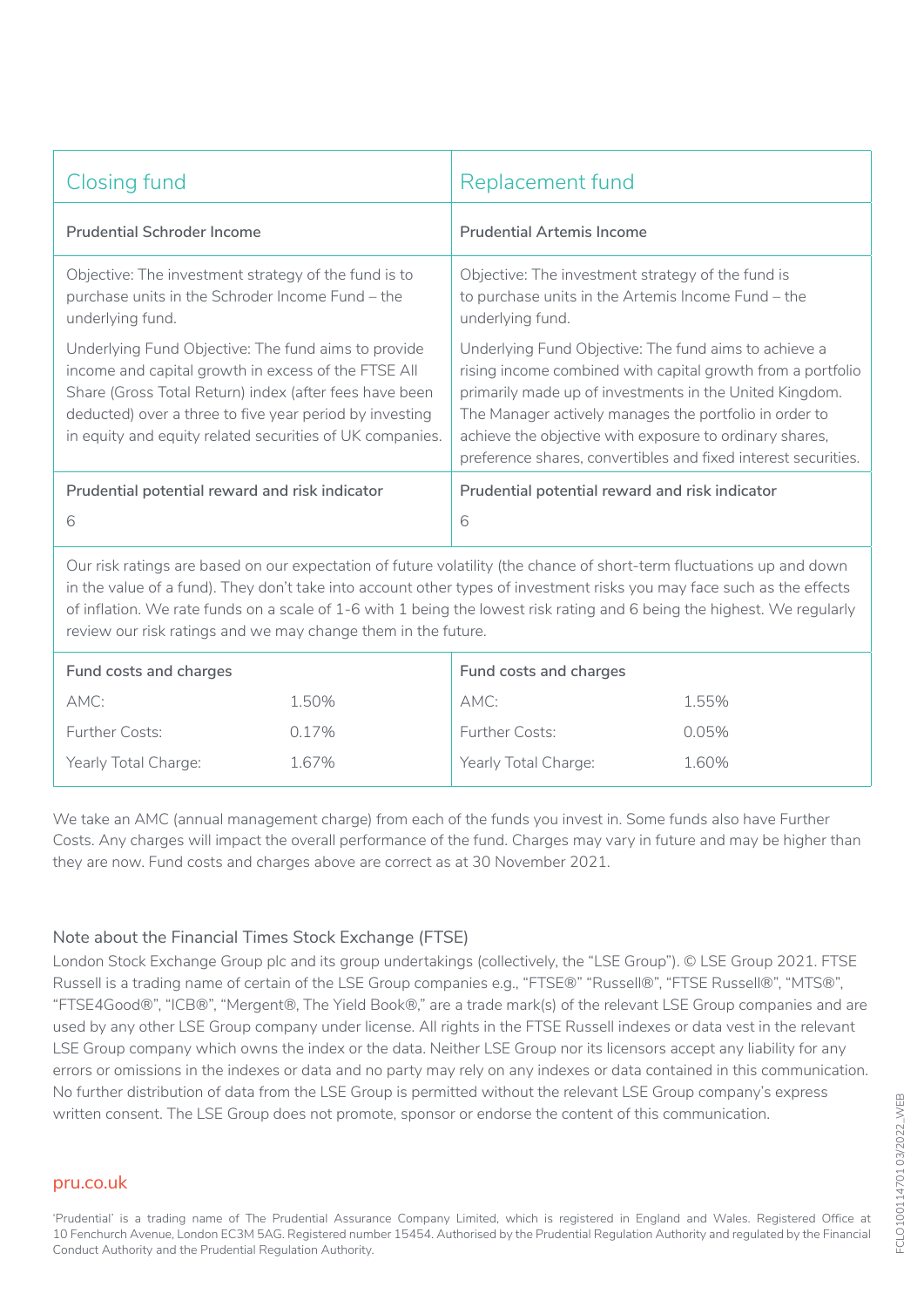| Closing fund | | Replacement fund | |
|---|---|---|---|
| **Prudential Schroder Income** | | **Prudential Artemis Income** | |
| Objective: The investment strategy of the fund is to purchase units in the Schroder Income Fund – the underlying fund. Underlying Fund Objective: The fund aims to provide income and capital growth in excess of the FTSE All Share (Gross Total Return) index (after fees have been deducted) over a three to five year period by investing in equity and equity related securities of UK companies. | | Objective: The investment strategy of the fund is to purchase units in the Artemis Income Fund – the underlying fund. Underlying Fund Objective: The fund aims to achieve a rising income combined with capital growth from a portfolio primarily made up of investments in the United Kingdom. The Manager actively manages the portfolio in order to achieve the objective with exposure to ordinary shares, preference shares, convertibles and fixed interest securities. | |
| **Prudential potential reward and risk indicator** 6 | | **Prudential potential reward and risk indicator** 6 | |
| Our risk ratings are based on our expectation of future volatility (the chance of short-term fluctuations up and down in the value of a fund). They don't take into account other types of investment risks you may face such as the effects of inflation. We rate funds on a scale of 1-6 with 1 being the lowest risk rating and 6 being the highest. We regularly review our risk ratings and we may change them in the future. | | | |
| **Fund costs and charges** | | **Fund costs and charges** | |
| AMC: | 1.50% | AMC: | 1.55% |
| Further Costs: | 0.17% | Further Costs: | 0.05% |
| Yearly Total Charge: | 1.67% | Yearly Total Charge: | 1.60% |

We take an AMC (annual management charge) from each of the funds you invest in. Some funds also have Further Costs. Any charges will impact the overall performance of the fund. Charges may vary in future and may be higher than they are now. Fund costs and charges above are correct as at 30 November 2021.

## Note about the Financial Times Stock Exchange (FTSE)

London Stock Exchange Group plc and its group undertakings (collectively, the "LSE Group"). © LSE Group 2021. FTSE Russell is a trading name of certain of the LSE Group companies e.g., "FTSE®" "Russell®", "FTSE Russell®", "MTS®", "FTSE4Good®", "ICB®", "Mergent®, The Yield Book®," are a trade mark(s) of the relevant LSE Group companies and are used by any other LSE Group company under license. All rights in the FTSE Russell indexes or data vest in the relevant LSE Group company which owns the index or the data. Neither LSE Group nor its licensors accept any liability for any errors or omissions in the indexes or data and no party may rely on any indexes or data contained in this communication. No further distribution of data from the LSE Group is permitted without the relevant LSE Group company's express written consent. The LSE Group does not promote, sponsor or endorse the content of this communication.

pru.co.uk

'Prudential' is a trading name of The Prudential Assurance Company Limited, which is registered in England and Wales. Registered Office at 10 Fenchurch Avenue, London EC3M 5AG. Registered number 15454. Authorised by the Prudential Regulation Authority and regulated by the Financial Conduct Authority and the Prudential Regulation Authority.

FCLO100114701 03/2022_WEB